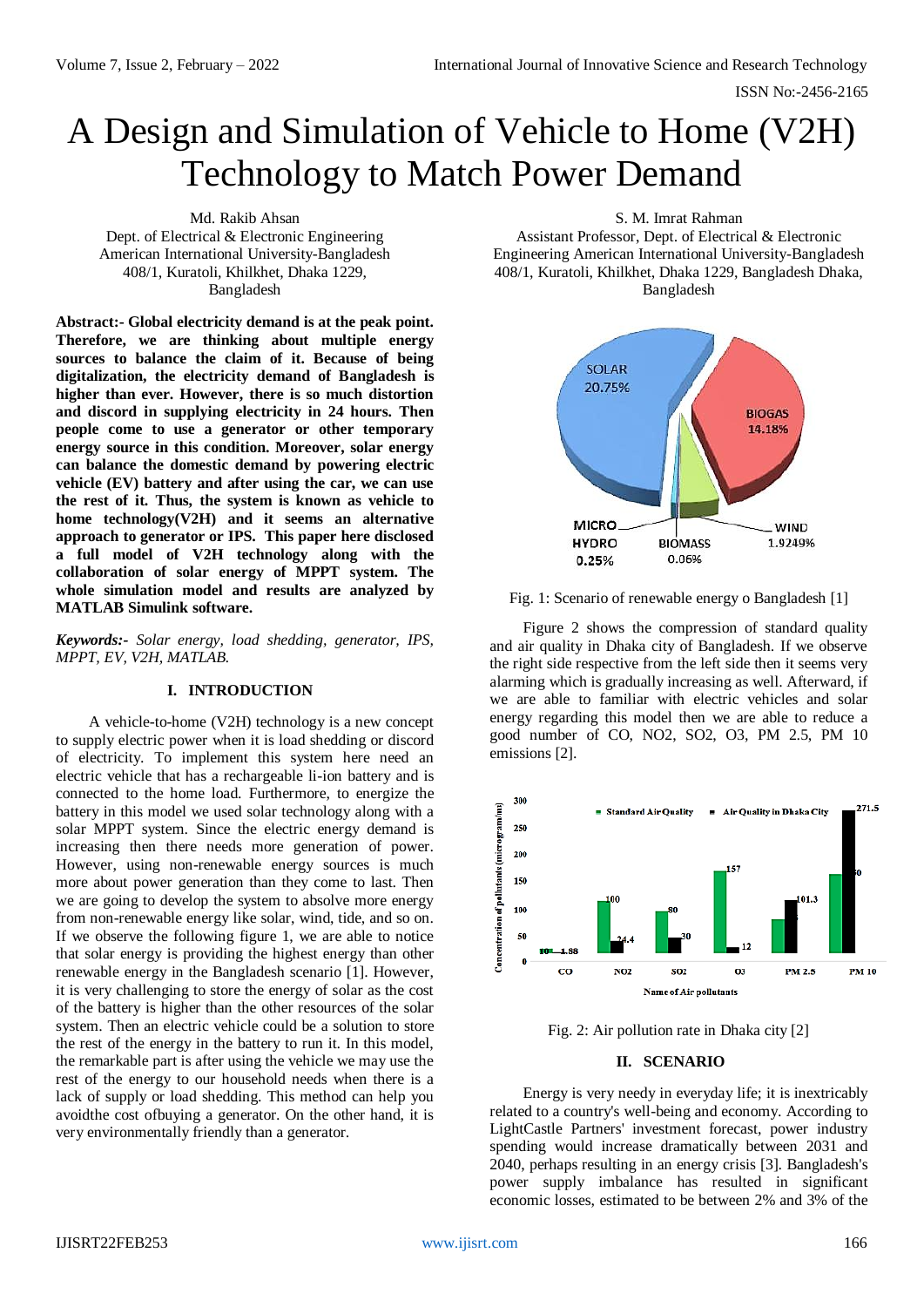# A Design and Simulation of Vehicle to Home (V2H) Technology to Match Power Demand

Md. Rakib Ahsan
Dept. of Electrical & Electronic Engineering
American International University-Bangladesh
408/1, Kuratoli, Khilkhet, Dhaka 1229,
Bangladesh

S. M. Imrat Rahman
Assistant Professor, Dept. of Electrical & Electronic Engineering American International University-Bangladesh
408/1, Kuratoli, Khilkhet, Dhaka 1229, Bangladesh Dhaka, Bangladesh

**Abstract:- Global electricity demand is at the peak point. Therefore, we are thinking about multiple energy sources to balance the claim of it. Because of being digitalization, the electricity demand of Bangladesh is higher than ever. However, there is so much distortion and discord in supplying electricity in 24 hours. Then people come to use a generator or other temporary energy source in this condition. Moreover, solar energy can balance the domestic demand by powering electric vehicle (EV) battery and after using the car, we can use the rest of it. Thus, the system is known as vehicle to home technology(V2H) and it seems an alternative approach to generator or IPS. This paper here disclosed a full model of V2H technology along with the collaboration of solar energy of MPPT system. The whole simulation model and results are analyzed by MATLAB Simulink software.**

***Keywords:-*** *Solar energy, load shedding, generator, IPS, MPPT, EV, V2H, MATLAB.*

## I. INTRODUCTION

A vehicle-to-home (V2H) technology is a new concept to supply electric power when it is load shedding or discord of electricity. To implement this system here need an electric vehicle that has a rechargeable li-ion battery and is connected to the home load. Furthermore, to energize the battery in this model we used solar technology along with a solar MPPT system. Since the electric energy demand is increasing then there needs more generation of power. However, using non-renewable energy sources is much more about power generation than they come to last. Then we are going to develop the system to absolve more energy from non-renewable energy like solar, wind, tide, and so on. If we observe the following figure 1, we are able to notice that solar energy is providing the highest energy than other renewable energy in the Bangladesh scenario [1]. However, it is very challenging to store the energy of solar as the cost of the battery is higher than the other resources of the solar system. Then an electric vehicle could be a solution to store the rest of the energy in the battery to run it. In this model, the remarkable part is after using the vehicle we may use the rest of the energy to our household needs when there is a lack of supply or load shedding. This method can help you avoidthe cost ofbuying a generator. On the other hand, it is very environmentally friendly than a generator.

Fig. 1: Scenario of renewable energy o Bangladesh [1]

Figure 2 shows the compression of standard quality and air quality in Dhaka city of Bangladesh. If we observe the right side respective from the left side then it seems very alarming which is gradually increasing as well. Afterward, if we are able to familiar with electric vehicles and solar energy regarding this model then we are able to reduce a good number of CO, NO2, SO2, O3, PM 2.5, PM 10 emissions [2].

Fig. 2: Air pollution rate in Dhaka city [2]

## II. SCENARIO

Energy is very needy in everyday life; it is inextricably related to a country's well-being and economy. According to LightCastle Partners' investment forecast, power industry spending would increase dramatically between 2031 and 2040, perhaps resulting in an energy crisis [3]. Bangladesh's power supply imbalance has resulted in significant economic losses, estimated to be between 2% and 3% of the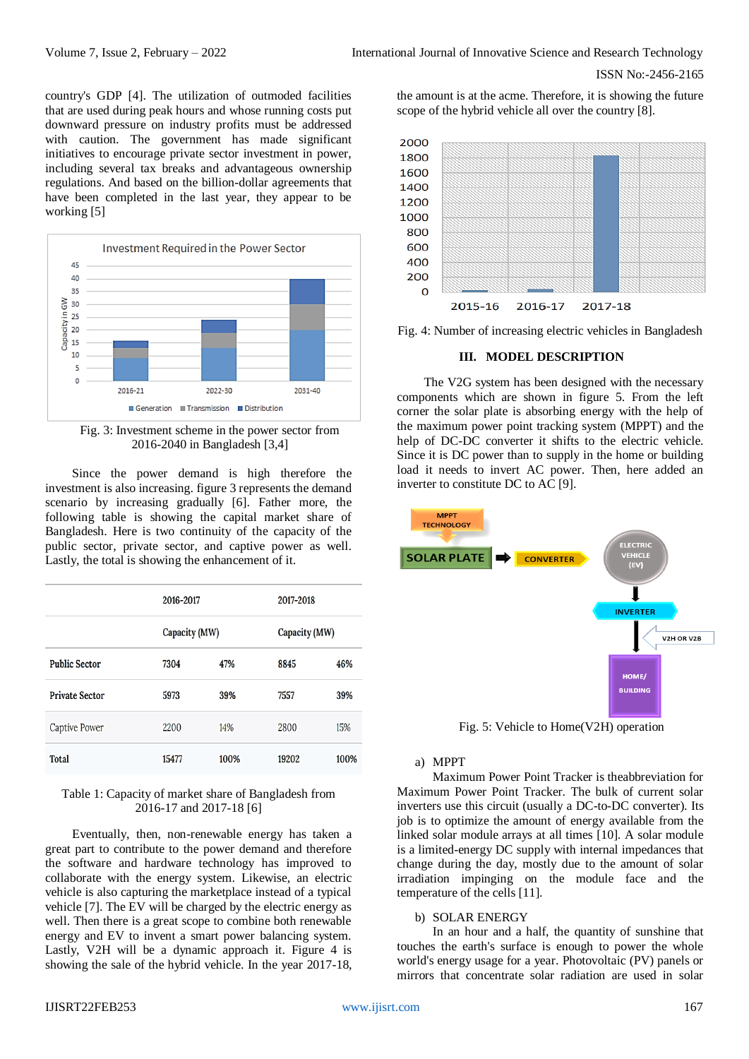country's GDP [4]. The utilization of outmoded facilities that are used during peak hours and whose running costs put downward pressure on industry profits must be addressed with caution. The government has made significant initiatives to encourage private sector investment in power, including several tax breaks and advantageous ownership regulations. And based on the billion-dollar agreements that have been completed in the last year, they appear to be working [5]

Fig. 3: Investment scheme in the power sector from 2016-2040 in Bangladesh [3,4]

Since the power demand is high therefore the investment is also increasing. figure 3 represents the demand scenario by increasing gradually [6]. Father more, the following table is showing the capital market share of Bangladesh. Here is two continuity of the capacity of the public sector, private sector, and captive power as well. Lastly, the total is showing the enhancement of it.

| | 2016-2017 | | 2017-2018 | |
|---|---|---|---|---|
| | Capacity (MW) | | Capacity (MW) | |
| **Public Sector** | 7304 | 47% | 8845 | 46% |
| **Private Sector** | 5973 | 39% | 7557 | 39% |
| Captive Power | 2200 | 14% | 2800 | 15% |
| **Total** | 15477 | 100% | 19202 | 100% |

Table 1: Capacity of market share of Bangladesh from 2016-17 and 2017-18 [6]

Eventually, then, non-renewable energy has taken a great part to contribute to the power demand and therefore the software and hardware technology has improved to collaborate with the energy system. Likewise, an electric vehicle is also capturing the marketplace instead of a typical vehicle [7]. The EV will be charged by the electric energy as well. Then there is a great scope to combine both renewable energy and EV to invent a smart power balancing system. Lastly, V2H will be a dynamic approach it. Figure 4 is showing the sale of the hybrid vehicle. In the year 2017-18, the amount is at the acme. Therefore, it is showing the future scope of the hybrid vehicle all over the country [8].

Fig. 4: Number of increasing electric vehicles in Bangladesh

## III. MODEL DESCRIPTION

The V2G system has been designed with the necessary components which are shown in figure 5. From the left corner the solar plate is absorbing energy with the help of the maximum power point tracking system (MPPT) and the help of DC-DC converter it shifts to the electric vehicle. Since it is DC power than to supply in the home or building load it needs to invert AC power. Then, here added an inverter to constitute DC to AC [9].

Fig. 5: Vehicle to Home(V2H) operation

### a) MPPT

Maximum Power Point Tracker is theabbreviation for Maximum Power Point Tracker. The bulk of current solar inverters use this circuit (usually a DC-to-DC converter). Its job is to optimize the amount of energy available from the linked solar module arrays at all times [10]. A solar module is a limited-energy DC supply with internal impedances that change during the day, mostly due to the amount of solar irradiation impinging on the module face and the temperature of the cells [11].

### b) SOLAR ENERGY

In an hour and a half, the quantity of sunshine that touches the earth's surface is enough to power the whole world's energy usage for a year. Photovoltaic (PV) panels or mirrors that concentrate solar radiation are used in solar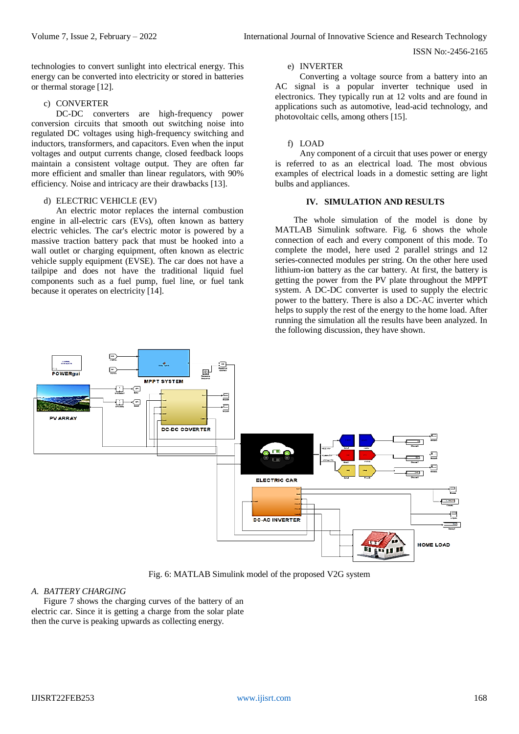technologies to convert sunlight into electrical energy. This energy can be converted into electricity or stored in batteries or thermal storage [12].

c) CONVERTER

DC-DC converters are high-frequency power conversion circuits that smooth out switching noise into regulated DC voltages using high-frequency switching and inductors, transformers, and capacitors. Even when the input voltages and output currents change, closed feedback loops maintain a consistent voltage output. They are often far more efficient and smaller than linear regulators, with 90% efficiency. Noise and intricacy are their drawbacks [13].

d) ELECTRIC VEHICLE (EV)

An electric motor replaces the internal combustion engine in all-electric cars (EVs), often known as battery electric vehicles. The car's electric motor is powered by a massive traction battery pack that must be hooked into a wall outlet or charging equipment, often known as electric vehicle supply equipment (EVSE). The car does not have a tailpipe and does not have the traditional liquid fuel components such as a fuel pump, fuel line, or fuel tank because it operates on electricity [14].

e) INVERTER

Converting a voltage source from a battery into an AC signal is a popular inverter technique used in electronics. They typically run at 12 volts and are found in applications such as automotive, lead-acid technology, and photovoltaic cells, among others [15].

f) LOAD

Any component of a circuit that uses power or energy is referred to as an electrical load. The most obvious examples of electrical loads in a domestic setting are light bulbs and appliances.

## IV. SIMULATION AND RESULTS

The whole simulation of the model is done by MATLAB Simulink software. Fig. 6 shows the whole connection of each and every component of this mode. To complete the model, here used 2 parallel strings and 12 series-connected modules per string. On the other here used lithium-ion battery as the car battery. At first, the battery is getting the power from the PV plate throughout the MPPT system. A DC-DC converter is used to supply the electric power to the battery. There is also a DC-AC inverter which helps to supply the rest of the energy to the home load. After running the simulation all the results have been analyzed. In the following discussion, they have shown.

Fig. 6: MATLAB Simulink model of the proposed V2G system

### *A. BATTERY CHARGING*

Figure 7 shows the charging curves of the battery of an electric car. Since it is getting a charge from the solar plate then the curve is peaking upwards as collecting energy.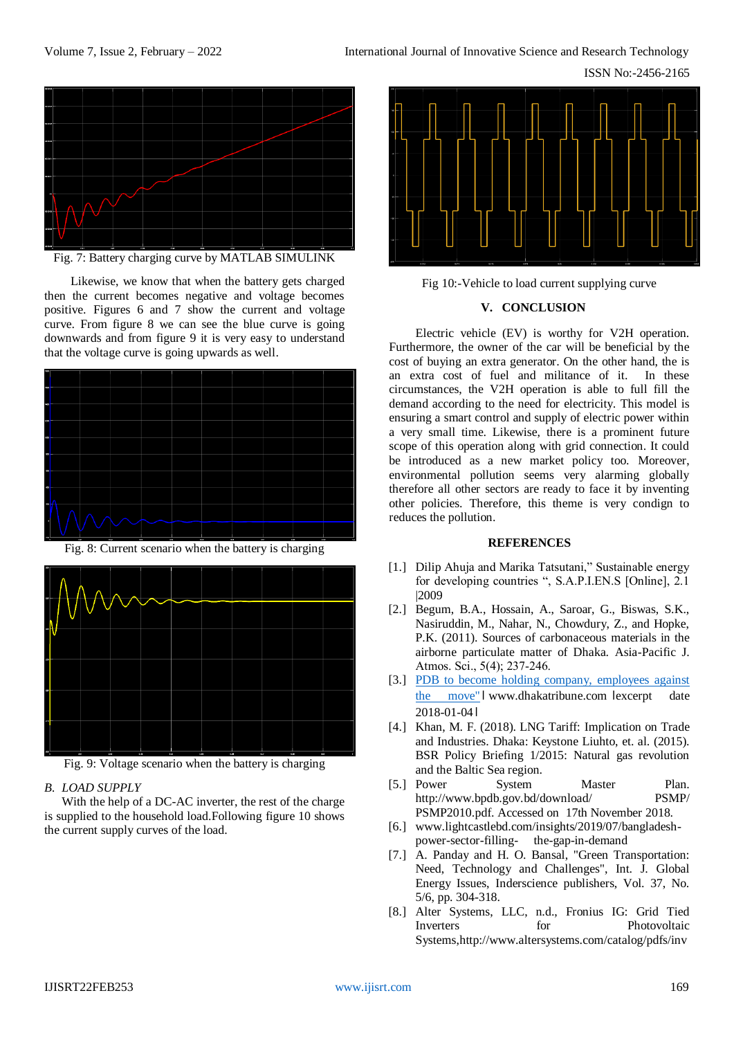Fig. 7: Battery charging curve by MATLAB SIMULINK

Likewise, we know that when the battery gets charged then the current becomes negative and voltage becomes positive. Figures 6 and 7 show the current and voltage curve. From figure 8 we can see the blue curve is going downwards and from figure 9 it is very easy to understand that the voltage curve is going upwards as well.

Fig. 8: Current scenario when the battery is charging

Fig. 9: Voltage scenario when the battery is charging

### *B. LOAD SUPPLY*

With the help of a DC-AC inverter, the rest of the charge is supplied to the household load.Following figure 10 shows the current supply curves of the load.

Fig 10:-Vehicle to load current supplying curve

## V. CONCLUSION

Electric vehicle (EV) is worthy for V2H operation. Furthermore, the owner of the car will be beneficial by the cost of buying an extra generator. On the other hand, the is an extra cost of fuel and militance of it. In these circumstances, the V2H operation is able to full fill the demand according to the need for electricity. This model is ensuring a smart control and supply of electric power within a very small time. Likewise, there is a prominent future scope of this operation along with grid connection. It could be introduced as a new market policy too. Moreover, environmental pollution seems very alarming globally therefore all other sectors are ready to face it by inventing other policies. Therefore, this theme is very condign to reduces the pollution.

## REFERENCES

[1.] Dilip Ahuja and Marika Tatsutani," Sustainable energy for developing countries ", S.A.P.I.EN.S [Online], 2.1 |2009

[2.] Begum, B.A., Hossain, A., Saroar, G., Biswas, S.K., Nasiruddin, M., Nahar, N., Chowdury, Z., and Hopke, P.K. (2011). Sources of carbonaceous materials in the airborne particulate matter of Dhaka. Asia-Pacific J. Atmos. Sci., 5(4); 237-246.

[3.] PDB to become holding company, employees against the move"| www.dhakatribune.com |excerpt date 2018-01-04|

[4.] Khan, M. F. (2018). LNG Tariff: Implication on Trade and Industries. Dhaka: Keystone Liuhto, et. al. (2015). BSR Policy Briefing 1/2015: Natural gas revolution and the Baltic Sea region.

[5.] Power System Master Plan. http://www.bpdb.gov.bd/download/ PSMP/ PSMP2010.pdf. Accessed on 17th November 2018.

[6.] www.lightcastlebd.com/insights/2019/07/bangladesh-power-sector-filling- the-gap-in-demand

[7.] A. Panday and H. O. Bansal, "Green Transportation: Need, Technology and Challenges", Int. J. Global Energy Issues, Inderscience publishers, Vol. 37, No. 5/6, pp. 304-318.

[8.] Alter Systems, LLC, n.d., Fronius IG: Grid Tied Inverters for Photovoltaic Systems,http://www.altersystems.com/catalog/pdfs/inv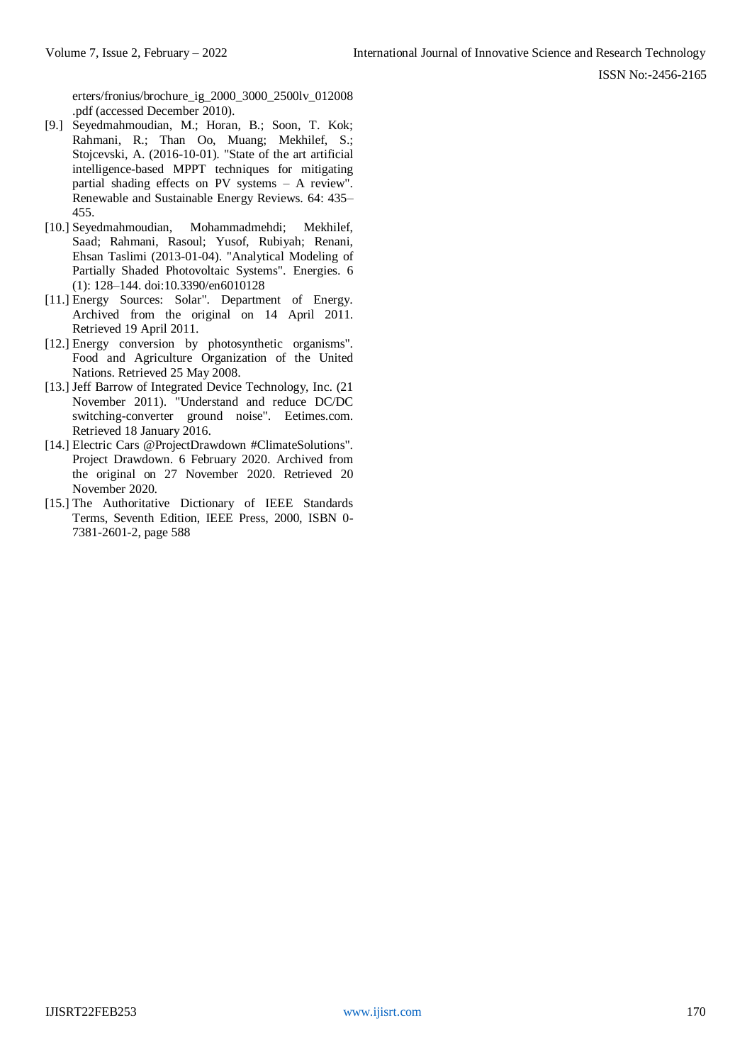erters/fronius/brochure_ig_2000_3000_2500lv_012008.pdf (accessed December 2010).

- [9.] Seyedmahmoudian, M.; Horan, B.; Soon, T. Kok; Rahmani, R.; Than Oo, Muang; Mekhilef, S.; Stojcevski, A. (2016-10-01). "State of the art artificial intelligence-based MPPT techniques for mitigating partial shading effects on PV systems – A review". Renewable and Sustainable Energy Reviews. 64: 435–455.
- [10.] Seyedmahmoudian, Mohammadmehdi; Mekhilef, Saad; Rahmani, Rasoul; Yusof, Rubiyah; Renani, Ehsan Taslimi (2013-01-04). "Analytical Modeling of Partially Shaded Photovoltaic Systems". Energies. 6 (1): 128–144. doi:10.3390/en6010128
- [11.] Energy Sources: Solar". Department of Energy. Archived from the original on 14 April 2011. Retrieved 19 April 2011.
- [12.] Energy conversion by photosynthetic organisms". Food and Agriculture Organization of the United Nations. Retrieved 25 May 2008.
- [13.] Jeff Barrow of Integrated Device Technology, Inc. (21 November 2011). "Understand and reduce DC/DC switching-converter ground noise". Eetimes.com. Retrieved 18 January 2016.
- [14.] Electric Cars @ProjectDrawdown #ClimateSolutions". Project Drawdown. 6 February 2020. Archived from the original on 27 November 2020. Retrieved 20 November 2020.
- [15.] The Authoritative Dictionary of IEEE Standards Terms, Seventh Edition, IEEE Press, 2000, ISBN 0-7381-2601-2, page 588